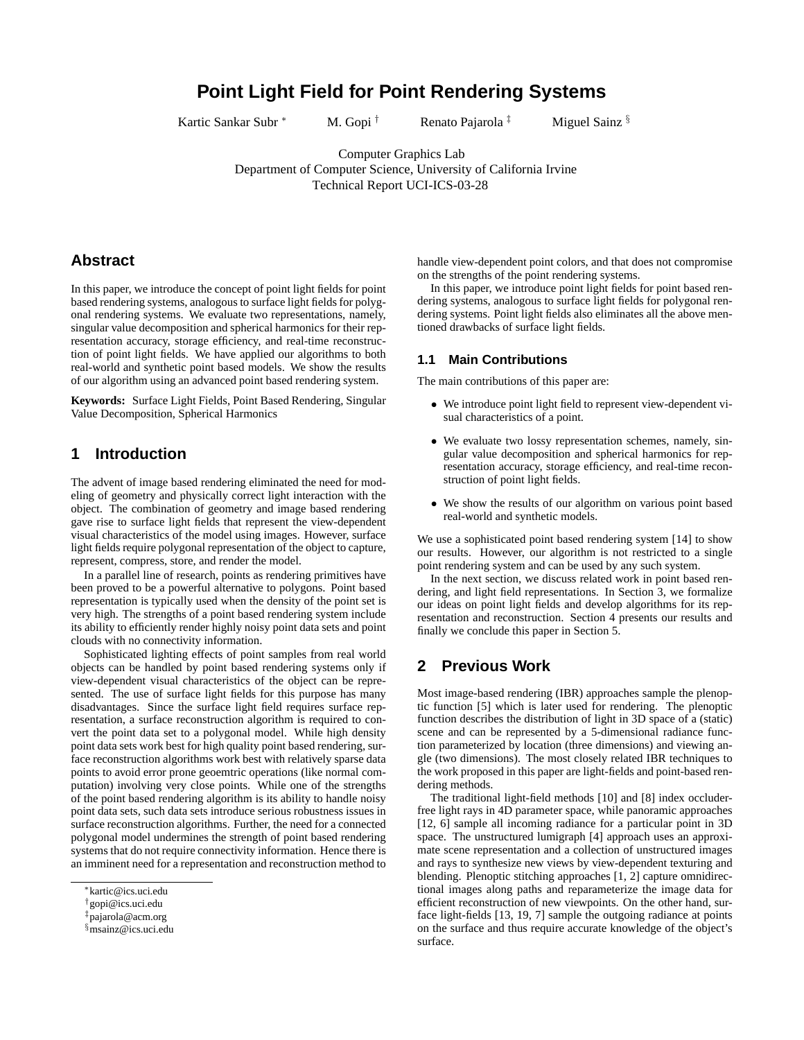# Point Light Field for Point Rendering Systems

Kartic Sankar Subr [*] M. Gopi [†] Renato Pajarola [‡] Miguel Sainz [§]

Computer Graphics Lab
Department of Computer Science, University of California Irvine
Technical Report UCI-ICS-03-28

## Abstract

In this paper, we introduce the concept of point light fields for point based rendering systems, analogous to surface light fields for polygonal rendering systems. We evaluate two representations, namely, singular value decomposition and spherical harmonics for their representation accuracy, storage efficiency, and real-time reconstruction of point light fields. We have applied our algorithms to both real-world and synthetic point based models. We show the results of our algorithm using an advanced point based rendering system.

**Keywords:** Surface Light Fields, Point Based Rendering, Singular Value Decomposition, Spherical Harmonics

## 1 Introduction

The advent of image based rendering eliminated the need for modeling of geometry and physically correct light interaction with the object. The combination of geometry and image based rendering gave rise to surface light fields that represent the view-dependent visual characteristics of the model using images. However, surface light fields require polygonal representation of the object to capture, represent, compress, store, and render the model.

In a parallel line of research, points as rendering primitives have been proved to be a powerful alternative to polygons. Point based representation is typically used when the density of the point set is very high. The strengths of a point based rendering system include its ability to efficiently render highly noisy point data sets and point clouds with no connectivity information.

Sophisticated lighting effects of point samples from real world objects can be handled by point based rendering systems only if view-dependent visual characteristics of the object can be represented. The use of surface light fields for this purpose has many disadvantages. Since the surface light field requires surface representation, a surface reconstruction algorithm is required to convert the point data set to a polygonal model. While high density point data sets work best for high quality point based rendering, surface reconstruction algorithms work best with relatively sparse data points to avoid error prone geoemtric operations (like normal computation) involving very close points. While one of the strengths of the point based rendering algorithm is its ability to handle noisy point data sets, such data sets introduce serious robustness issues in surface reconstruction algorithms. Further, the need for a connected polygonal model undermines the strength of point based rendering systems that do not require connectivity information. Hence there is an imminent need for a representation and reconstruction method to handle view-dependent point colors, and that does not compromise on the strengths of the point rendering systems.

In this paper, we introduce point light fields for point based rendering systems, analogous to surface light fields for polygonal rendering systems. Point light fields also eliminates all the above mentioned drawbacks of surface light fields.

### 1.1 Main Contributions

The main contributions of this paper are:

- We introduce point light field to represent view-dependent visual characteristics of a point.
- We evaluate two lossy representation schemes, namely, singular value decomposition and spherical harmonics for representation accuracy, storage efficiency, and real-time reconstruction of point light fields.
- We show the results of our algorithm on various point based real-world and synthetic models.

We use a sophisticated point based rendering system [14] to show our results. However, our algorithm is not restricted to a single point rendering system and can be used by any such system.

In the next section, we discuss related work in point based rendering, and light field representations. In Section 3, we formalize our ideas on point light fields and develop algorithms for its representation and reconstruction. Section 4 presents our results and finally we conclude this paper in Section 5.

## 2 Previous Work

Most image-based rendering (IBR) approaches sample the plenoptic function [5] which is later used for rendering. The plenoptic function describes the distribution of light in 3D space of a (static) scene and can be represented by a 5-dimensional radiance function parameterized by location (three dimensions) and viewing angle (two dimensions). The most closely related IBR techniques to the work proposed in this paper are light-fields and point-based rendering methods.

The traditional light-field methods [10] and [8] index occluder-free light rays in 4D parameter space, while panoramic approaches [12, 6] sample all incoming radiance for a particular point in 3D space. The unstructured lumigraph [4] approach uses an approximate scene representation and a collection of unstructured images and rays to synthesize new views by view-dependent texturing and blending. Plenoptic stitching approaches [1, 2] capture omnidirectional images along paths and reparameterize the image data for efficient reconstruction of new viewpoints. On the other hand, surface light-fields [13, 19, 7] sample the outgoing radiance at points on the surface and thus require accurate knowledge of the object's surface.

[*] kartic@ics.uci.edu
[†] gopi@ics.uci.edu
[‡] pajarola@acm.org
[§] msainz@ics.uci.edu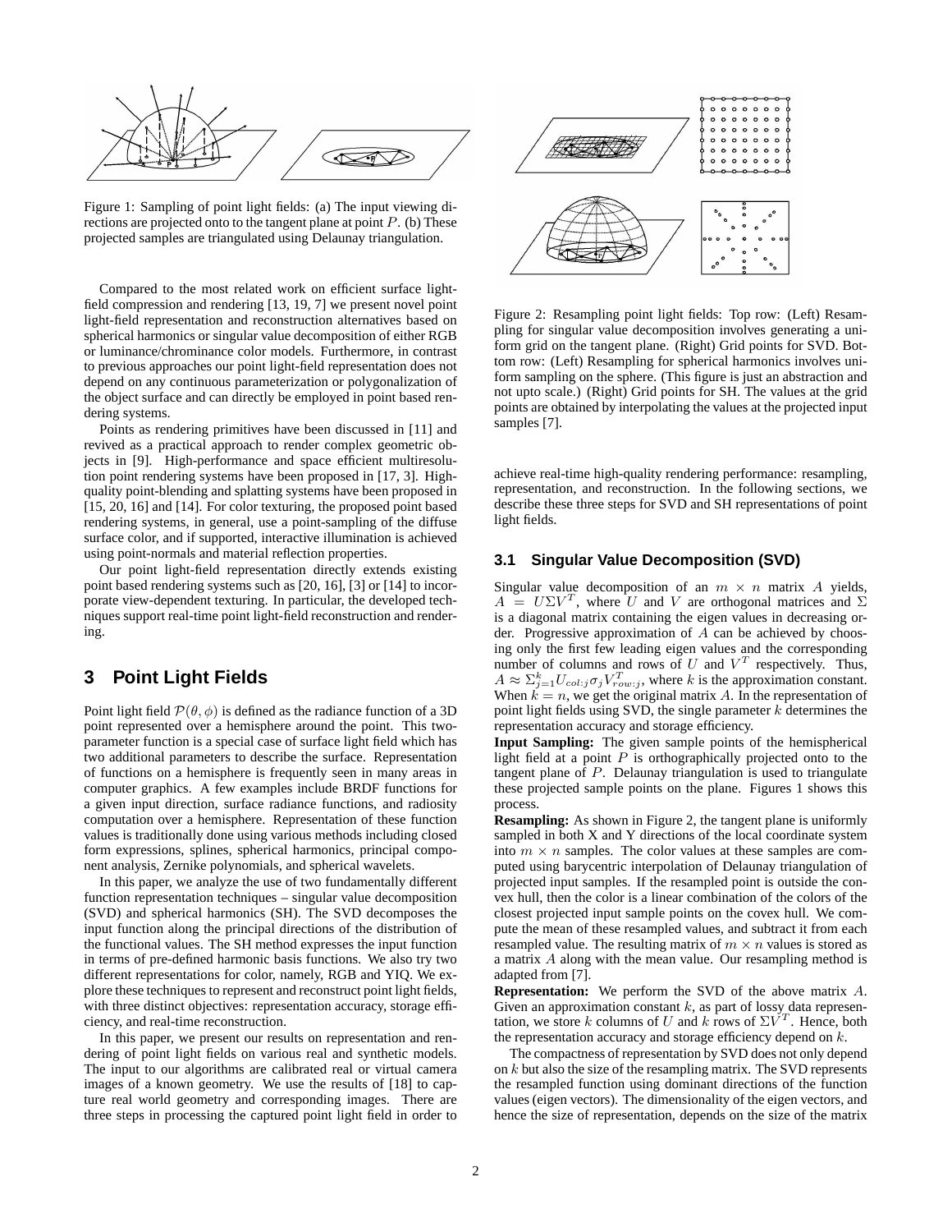Figure 1: Sampling of point light fields: (a) The input viewing directions are projected onto to the tangent plane at point $P$. (b) These projected samples are triangulated using Delaunay triangulation.

Compared to the most related work on efficient surface light-field compression and rendering [13, 19, 7] we present novel point light-field representation and reconstruction alternatives based on spherical harmonics or singular value decomposition of either RGB or luminance/chrominance color models. Furthermore, in contrast to previous approaches our point light-field representation does not depend on any continuous parameterization or polygonalization of the object surface and can directly be employed in point based rendering systems.

Points as rendering primitives have been discussed in [11] and revived as a practical approach to render complex geometric objects in [9]. High-performance and space efficient multiresolution point rendering systems have been proposed in [17, 3]. High-quality point-blending and splatting systems have been proposed in [15, 20, 16] and [14]. For color texturing, the proposed point based rendering systems, in general, use a point-sampling of the diffuse surface color, and if supported, interactive illumination is achieved using point-normals and material reflection properties.

Our point light-field representation directly extends existing point based rendering systems such as [20, 16], [3] or [14] to incorporate view-dependent texturing. In particular, the developed techniques support real-time point light-field reconstruction and rendering.

# 3 Point Light Fields

Point light field $\mathcal{P}(\theta, \phi)$ is defined as the radiance function of a 3D point represented over a hemisphere around the point. This two-parameter function is a special case of surface light field which has two additional parameters to describe the surface. Representation of functions on a hemisphere is frequently seen in many areas in computer graphics. A few examples include BRDF functions for a given input direction, surface radiance functions, and radiosity computation over a hemisphere. Representation of these function values is traditionally done using various methods including closed form expressions, splines, spherical harmonics, principal component analysis, Zernike polynomials, and spherical wavelets.

In this paper, we analyze the use of two fundamentally different function representation techniques – singular value decomposition (SVD) and spherical harmonics (SH). The SVD decomposes the input function along the principal directions of the distribution of the functional values. The SH method expresses the input function in terms of pre-defined harmonic basis functions. We also try two different representations for color, namely, RGB and YIQ. We explore these techniques to represent and reconstruct point light fields, with three distinct objectives: representation accuracy, storage efficiency, and real-time reconstruction.

In this paper, we present our results on representation and rendering of point light fields on various real and synthetic models. The input to our algorithms are calibrated real or virtual camera images of a known geometry. We use the results of [18] to capture real world geometry and corresponding images. There are three steps in processing the captured point light field in order to achieve real-time high-quality rendering performance: resampling, representation, and reconstruction. In the following sections, we describe these three steps for SVD and SH representations of point light fields.

Figure 2: Resampling point light fields: Top row: (Left) Resampling for singular value decomposition involves generating a uniform grid on the tangent plane. (Right) Grid points for SVD. Bottom row: (Left) Resampling for spherical harmonics involves uniform sampling on the sphere. (This figure is just an abstraction and not upto scale.) (Right) Grid points for SH. The values at the grid points are obtained by interpolating the values at the projected input samples [7].

## 3.1 Singular Value Decomposition (SVD)

Singular value decomposition of an $m \times n$ matrix $A$ yields, $A = U\Sigma V^T$, where $U$ and $V$ are orthogonal matrices and $\Sigma$ is a diagonal matrix containing the eigen values in decreasing order. Progressive approximation of $A$ can be achieved by choosing only the first few leading eigen values and the corresponding number of columns and rows of $U$ and $V^T$ respectively. Thus, $A \approx \Sigma_{j=1}^{k} U_{col:j} \sigma_j V^T_{row:j}$, where $k$ is the approximation constant. When $k = n$, we get the original matrix $A$. In the representation of point light fields using SVD, the single parameter $k$ determines the representation accuracy and storage efficiency.

**Input Sampling:** The given sample points of the hemispherical light field at a point $P$ is orthographically projected onto to the tangent plane of $P$. Delaunay triangulation is used to triangulate these projected sample points on the plane. Figures 1 shows this process.

**Resampling:** As shown in Figure 2, the tangent plane is uniformly sampled in both X and Y directions of the local coordinate system into $m \times n$ samples. The color values at these samples are computed using barycentric interpolation of Delaunay triangulation of projected input samples. If the resampled point is outside the convex hull, then the color is a linear combination of the colors of the closest projected input sample points on the covex hull. We compute the mean of these resampled values, and subtract it from each resampled value. The resulting matrix of $m \times n$ values is stored as a matrix $A$ along with the mean value. Our resampling method is adapted from [7].

**Representation:** We perform the SVD of the above matrix $A$. Given an approximation constant $k$, as part of lossy data representation, we store $k$ columns of $U$ and $k$ rows of $\Sigma V^T$. Hence, both the representation accuracy and storage efficiency depend on $k$.

The compactness of representation by SVD does not only depend on $k$ but also the size of the resampling matrix. The SVD represents the resampled function using dominant directions of the function values (eigen vectors). The dimensionality of the eigen vectors, and hence the size of representation, depends on the size of the matrix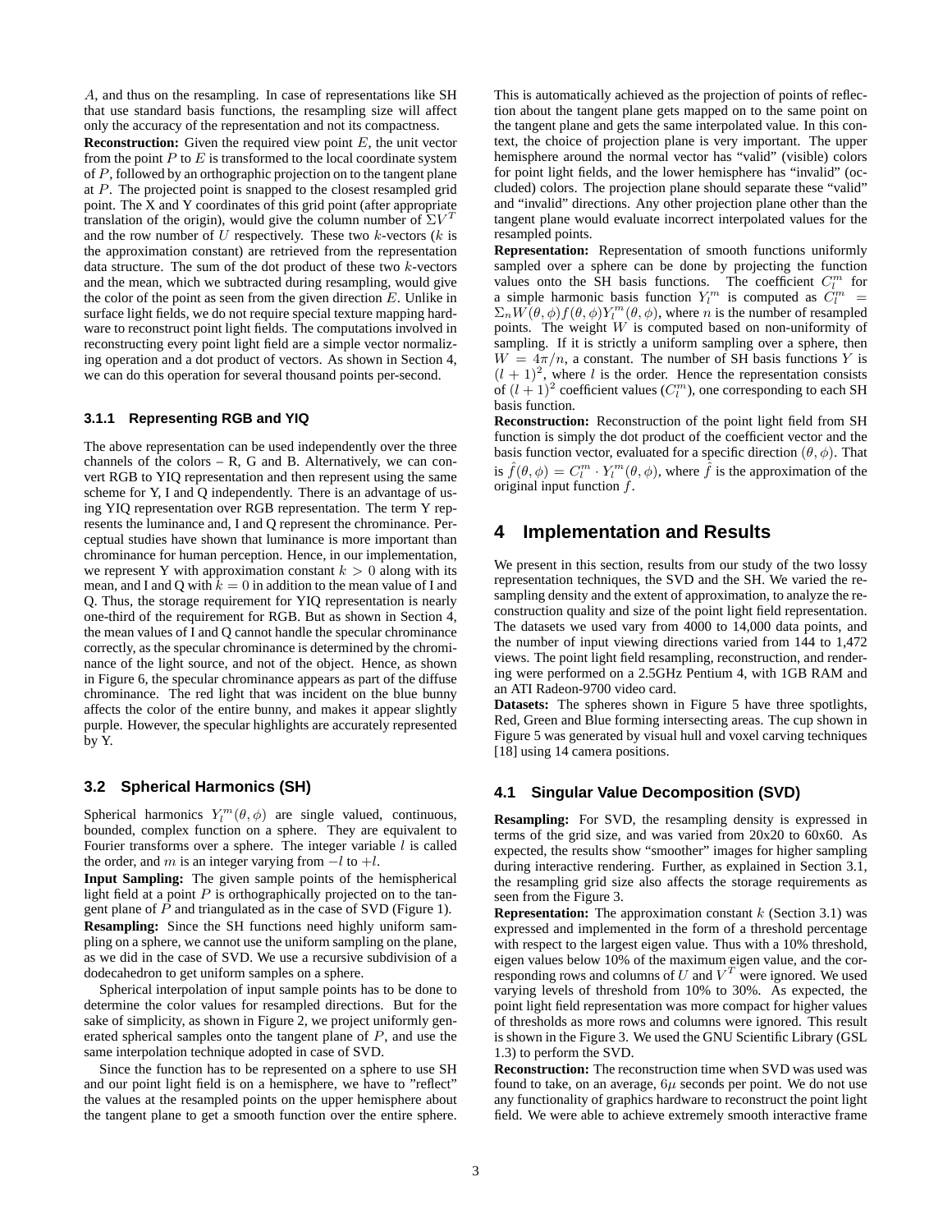$A$, and thus on the resampling. In case of representations like SH that use standard basis functions, the resampling size will affect only the accuracy of the representation and not its compactness.

**Reconstruction:** Given the required view point $E$, the unit vector from the point $P$ to $E$ is transformed to the local coordinate system of $P$, followed by an orthographic projection on to the tangent plane at $P$. The projected point is snapped to the closest resampled grid point. The X and Y coordinates of this grid point (after appropriate translation of the origin), would give the column number of $\Sigma V^T$ and the row number of $U$ respectively. These two $k$-vectors ($k$ is the approximation constant) are retrieved from the representation data structure. The sum of the dot product of these two $k$-vectors and the mean, which we subtracted during resampling, would give the color of the point as seen from the given direction $E$. Unlike in surface light fields, we do not require special texture mapping hardware to reconstruct point light fields. The computations involved in reconstructing every point light field are a simple vector normalizing operation and a dot product of vectors. As shown in Section 4, we can do this operation for several thousand points per-second.

#### 3.1.1 Representing RGB and YIQ

The above representation can be used independently over the three channels of the colors – R, G and B. Alternatively, we can convert RGB to YIQ representation and then represent using the same scheme for Y, I and Q independently. There is an advantage of using YIQ representation over RGB representation. The term Y represents the luminance and, I and Q represent the chrominance. Perceptual studies have shown that luminance is more important than chrominance for human perception. Hence, in our implementation, we represent Y with approximation constant $k > 0$ along with its mean, and I and Q with $k = 0$ in addition to the mean value of I and Q. Thus, the storage requirement for YIQ representation is nearly one-third of the requirement for RGB. But as shown in Section 4, the mean values of I and Q cannot handle the specular chrominance correctly, as the specular chrominance is determined by the chrominance of the light source, and not of the object. Hence, as shown in Figure 6, the specular chrominance appears as part of the diffuse chrominance. The red light that was incident on the blue bunny affects the color of the entire bunny, and makes it appear slightly purple. However, the specular highlights are accurately represented by Y.

### 3.2 Spherical Harmonics (SH)

Spherical harmonics $Y_l^m(\theta, \phi)$ are single valued, continuous, bounded, complex function on a sphere. They are equivalent to Fourier transforms over a sphere. The integer variable $l$ is called the order, and $m$ is an integer varying from $-l$ to $+l$.

**Input Sampling:** The given sample points of the hemispherical light field at a point $P$ is orthographically projected on to the tangent plane of $P$ and triangulated as in the case of SVD (Figure 1).

**Resampling:** Since the SH functions need highly uniform sampling on a sphere, we cannot use the uniform sampling on the plane, as we did in the case of SVD. We use a recursive subdivision of a dodecahedron to get uniform samples on a sphere.

Spherical interpolation of input sample points has to be done to determine the color values for resampled directions. But for the sake of simplicity, as shown in Figure 2, we project uniformly generated spherical samples onto the tangent plane of $P$, and use the same interpolation technique adopted in case of SVD.

Since the function has to be represented on a sphere to use SH and our point light field is on a hemisphere, we have to "reflect" the values at the resampled points on the upper hemisphere about the tangent plane to get a smooth function over the entire sphere. This is automatically achieved as the projection of points of reflection about the tangent plane gets mapped on to the same point on the tangent plane and gets the same interpolated value. In this context, the choice of projection plane is very important. The upper hemisphere around the normal vector has "valid" (visible) colors for point light fields, and the lower hemisphere has "invalid" (occluded) colors. The projection plane should separate these "valid" and "invalid" directions. Any other projection plane other than the tangent plane would evaluate incorrect interpolated values for the resampled points.

**Representation:** Representation of smooth functions uniformly sampled over a sphere can be done by projecting the function values onto the SH basis functions. The coefficient $C_l^m$ for a simple harmonic basis function $Y_l^m$ is computed as $C_l^m = \Sigma_n W(\theta, \phi) f(\theta, \phi) Y_l^m(\theta, \phi)$, where $n$ is the number of resampled points. The weight $W$ is computed based on non-uniformity of sampling. If it is strictly a uniform sampling over a sphere, then $W = 4\pi/n$, a constant. The number of SH basis functions $Y$ is $(l+1)^2$, where $l$ is the order. Hence the representation consists of $(l+1)^2$ coefficient values ($C_l^m$), one corresponding to each SH basis function.

**Reconstruction:** Reconstruction of the point light field from SH function is simply the dot product of the coefficient vector and the basis function vector, evaluated for a specific direction $(\theta, \phi)$. That is $\hat{f}(\theta, \phi) = C_l^m \cdot Y_l^m(\theta, \phi)$, where $\hat{f}$ is the approximation of the original input function $f$.

## 4 Implementation and Results

We present in this section, results from our study of the two lossy representation techniques, the SVD and the SH. We varied the resampling density and the extent of approximation, to analyze the reconstruction quality and size of the point light field representation. The datasets we used vary from 4000 to 14,000 data points, and the number of input viewing directions varied from 144 to 1,472 views. The point light field resampling, reconstruction, and rendering were performed on a 2.5GHz Pentium 4, with 1GB RAM and an ATI Radeon-9700 video card.

**Datasets:** The spheres shown in Figure 5 have three spotlights, Red, Green and Blue forming intersecting areas. The cup shown in Figure 5 was generated by visual hull and voxel carving techniques [18] using 14 camera positions.

### 4.1 Singular Value Decomposition (SVD)

**Resampling:** For SVD, the resampling density is expressed in terms of the grid size, and was varied from 20x20 to 60x60. As expected, the results show "smoother" images for higher sampling during interactive rendering. Further, as explained in Section 3.1, the resampling grid size also affects the storage requirements as seen from the Figure 3.

**Representation:** The approximation constant $k$ (Section 3.1) was expressed and implemented in the form of a threshold percentage with respect to the largest eigen value. Thus with a 10% threshold, eigen values below 10% of the maximum eigen value, and the corresponding rows and columns of $U$ and $V^T$ were ignored. We used varying levels of threshold from 10% to 30%. As expected, the point light field representation was more compact for higher values of thresholds as more rows and columns were ignored. This result is shown in the Figure 3. We used the GNU Scientific Library (GSL 1.3) to perform the SVD.

**Reconstruction:** The reconstruction time when SVD was used was found to take, on an average, $6\mu$ seconds per point. We do not use any functionality of graphics hardware to reconstruct the point light field. We were able to achieve extremely smooth interactive frame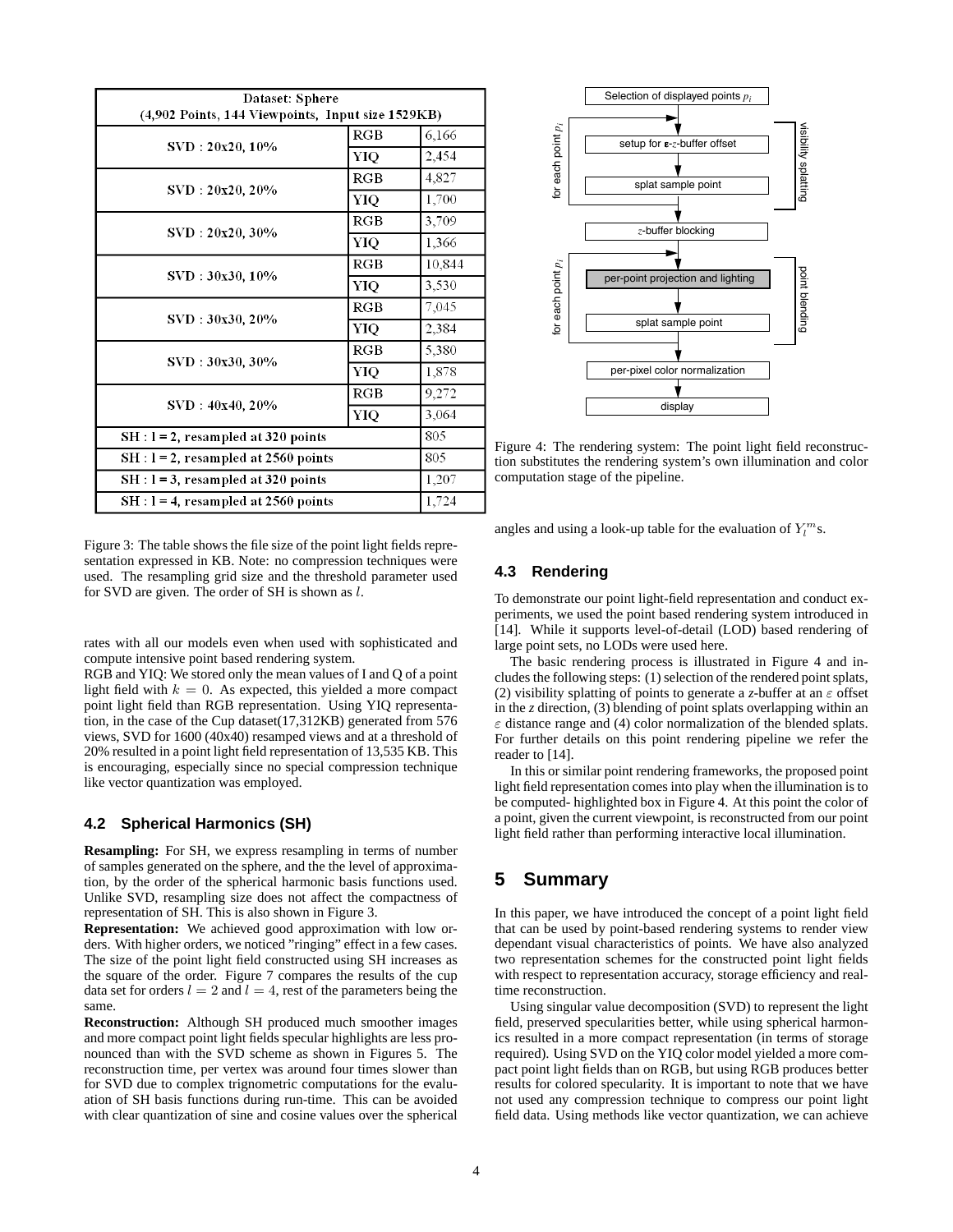| Dataset: Sphere (4,902 Points, 144 Viewpoints, Input size 1529KB) | | |
|---|---|---|
| SVD : 20x20, 10% | RGB | 6,166 |
| | YIQ | 2,454 |
| SVD : 20x20, 20% | RGB | 4,827 |
| | YIQ | 1,700 |
| SVD : 20x20, 30% | RGB | 3,709 |
| | YIQ | 1,366 |
| SVD : 30x30, 10% | RGB | 10,844 |
| | YIQ | 3,530 |
| SVD : 30x30, 20% | RGB | 7,045 |
| | YIQ | 2,384 |
| SVD : 30x30, 30% | RGB | 5,380 |
| | YIQ | 1,878 |
| SVD : 40x40, 20% | RGB | 9,272 |
| | YIQ | 3,064 |
| SH : l = 2, resampled at 320 points | | 805 |
| SH : l = 2, resampled at 2560 points | | 805 |
| SH : l = 3, resampled at 320 points | | 1,207 |
| SH : l = 4, resampled at 2560 points | | 1,724 |

Figure 3: The table shows the file size of the point light fields representation expressed in KB. Note: no compression techniques were used. The resampling grid size and the threshold parameter used for SVD are given. The order of SH is shown as $l$.

rates with all our models even when used with sophisticated and compute intensive point based rendering system.

RGB and YIQ: We stored only the mean values of I and Q of a point light field with $k = 0$. As expected, this yielded a more compact point light field than RGB representation. Using YIQ representation, in the case of the Cup dataset(17,312KB) generated from 576 views, SVD for 1600 (40x40) resamped views and at a threshold of 20% resulted in a point light field representation of 13,535 KB. This is encouraging, especially since no special compression technique like vector quantization was employed.

### 4.2 Spherical Harmonics (SH)

**Resampling:** For SH, we express resampling in terms of number of samples generated on the sphere, and the the level of approximation, by the order of the spherical harmonic basis functions used. Unlike SVD, resampling size does not affect the compactness of representation of SH. This is also shown in Figure 3.

**Representation:** We achieved good approximation with low orders. With higher orders, we noticed "ringing" effect in a few cases. The size of the point light field constructed using SH increases as the square of the order. Figure 7 compares the results of the cup data set for orders $l = 2$ and $l = 4$, rest of the parameters being the same.

**Reconstruction:** Although SH produced much smoother images and more compact point light fields specular highlights are less pronounced than with the SVD scheme as shown in Figures 5. The reconstruction time, per vertex was around four times slower than for SVD due to complex trignometric computations for the evaluation of SH basis functions during run-time. This can be avoided with clear quantization of sine and cosine values over the spherical angles and using a look-up table for the evaluation of $Y_l^m$s.

Selection of displayed points $p_i$ → [for each point $p_i$: setup for ε-z-buffer offset → splat sample point] (visibility splatting) → z-buffer blocking → [for each point $p_i$: per-point projection and lighting → splat sample point] (point blending) → per-pixel color normalization → display

Figure 4: The rendering system: The point light field reconstruction substitutes the rendering system's own illumination and color computation stage of the pipeline.

### 4.3 Rendering

To demonstrate our point light-field representation and conduct experiments, we used the point based rendering system introduced in [14]. While it supports level-of-detail (LOD) based rendering of large point sets, no LODs were used here.

The basic rendering process is illustrated in Figure 4 and includes the following steps: (1) selection of the rendered point splats, (2) visibility splatting of points to generate a *z*-buffer at an $\varepsilon$ offset in the *z* direction, (3) blending of point splats overlapping within an $\varepsilon$ distance range and (4) color normalization of the blended splats. For further details on this point rendering pipeline we refer the reader to [14].

In this or similar point rendering frameworks, the proposed point light field representation comes into play when the illumination is to be computed- highlighted box in Figure 4. At this point the color of a point, given the current viewpoint, is reconstructed from our point light field rather than performing interactive local illumination.

## 5 Summary

In this paper, we have introduced the concept of a point light field that can be used by point-based rendering systems to render view dependant visual characteristics of points. We have also analyzed two representation schemes for the constructed point light fields with respect to representation accuracy, storage efficiency and real-time reconstruction.

Using singular value decomposition (SVD) to represent the light field, preserved specularities better, while using spherical harmonics resulted in a more compact representation (in terms of storage required). Using SVD on the YIQ color model yielded a more compact point light fields than on RGB, but using RGB produces better results for colored specularity. It is important to note that we have not used any compression technique to compress our point light field data. Using methods like vector quantization, we can achieve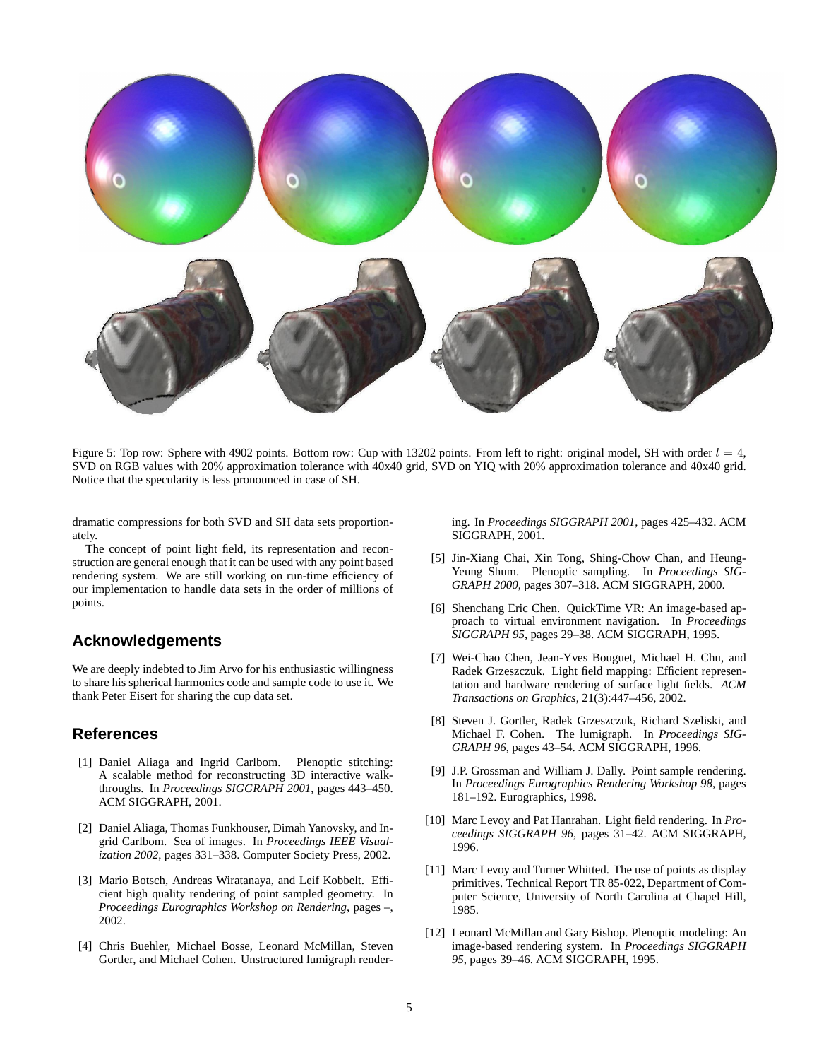Figure 5: Top row: Sphere with 4902 points. Bottom row: Cup with 13202 points. From left to right: original model, SH with order $l = 4$, SVD on RGB values with 20% approximation tolerance with 40x40 grid, SVD on YIQ with 20% approximation tolerance and 40x40 grid. Notice that the specularity is less pronounced in case of SH.

dramatic compressions for both SVD and SH data sets proportionately.

The concept of point light field, its representation and reconstruction are general enough that it can be used with any point based rendering system. We are still working on run-time efficiency of our implementation to handle data sets in the order of millions of points.

## Acknowledgements

We are deeply indebted to Jim Arvo for his enthusiastic willingness to share his spherical harmonics code and sample code to use it. We thank Peter Eisert for sharing the cup data set.

## References

[1] Daniel Aliaga and Ingrid Carlbom. Plenoptic stitching: A scalable method for reconstructing 3D interactive walkthroughs. In *Proceedings SIGGRAPH 2001*, pages 443–450. ACM SIGGRAPH, 2001.

[2] Daniel Aliaga, Thomas Funkhouser, Dimah Yanovsky, and Ingrid Carlbom. Sea of images. In *Proceedings IEEE Visualization 2002*, pages 331–338. Computer Society Press, 2002.

[3] Mario Botsch, Andreas Wiratanaya, and Leif Kobbelt. Efficient high quality rendering of point sampled geometry. In *Proceedings Eurographics Workshop on Rendering*, pages –, 2002.

[4] Chris Buehler, Michael Bosse, Leonard McMillan, Steven Gortler, and Michael Cohen. Unstructured lumigraph rendering. In *Proceedings SIGGRAPH 2001*, pages 425–432. ACM SIGGRAPH, 2001.

[5] Jin-Xiang Chai, Xin Tong, Shing-Chow Chan, and Heung-Yeung Shum. Plenoptic sampling. In *Proceedings SIGGRAPH 2000*, pages 307–318. ACM SIGGRAPH, 2000.

[6] Shenchang Eric Chen. QuickTime VR: An image-based approach to virtual environment navigation. In *Proceedings SIGGRAPH 95*, pages 29–38. ACM SIGGRAPH, 1995.

[7] Wei-Chao Chen, Jean-Yves Bouguet, Michael H. Chu, and Radek Grzeszczuk. Light field mapping: Efficient representation and hardware rendering of surface light fields. *ACM Transactions on Graphics*, 21(3):447–456, 2002.

[8] Steven J. Gortler, Radek Grzeszczuk, Richard Szeliski, and Michael F. Cohen. The lumigraph. In *Proceedings SIGGRAPH 96*, pages 43–54. ACM SIGGRAPH, 1996.

[9] J.P. Grossman and William J. Dally. Point sample rendering. In *Proceedings Eurographics Rendering Workshop 98*, pages 181–192. Eurographics, 1998.

[10] Marc Levoy and Pat Hanrahan. Light field rendering. In *Proceedings SIGGRAPH 96*, pages 31–42. ACM SIGGRAPH, 1996.

[11] Marc Levoy and Turner Whitted. The use of points as display primitives. Technical Report TR 85-022, Department of Computer Science, University of North Carolina at Chapel Hill, 1985.

[12] Leonard McMillan and Gary Bishop. Plenoptic modeling: An image-based rendering system. In *Proceedings SIGGRAPH 95*, pages 39–46. ACM SIGGRAPH, 1995.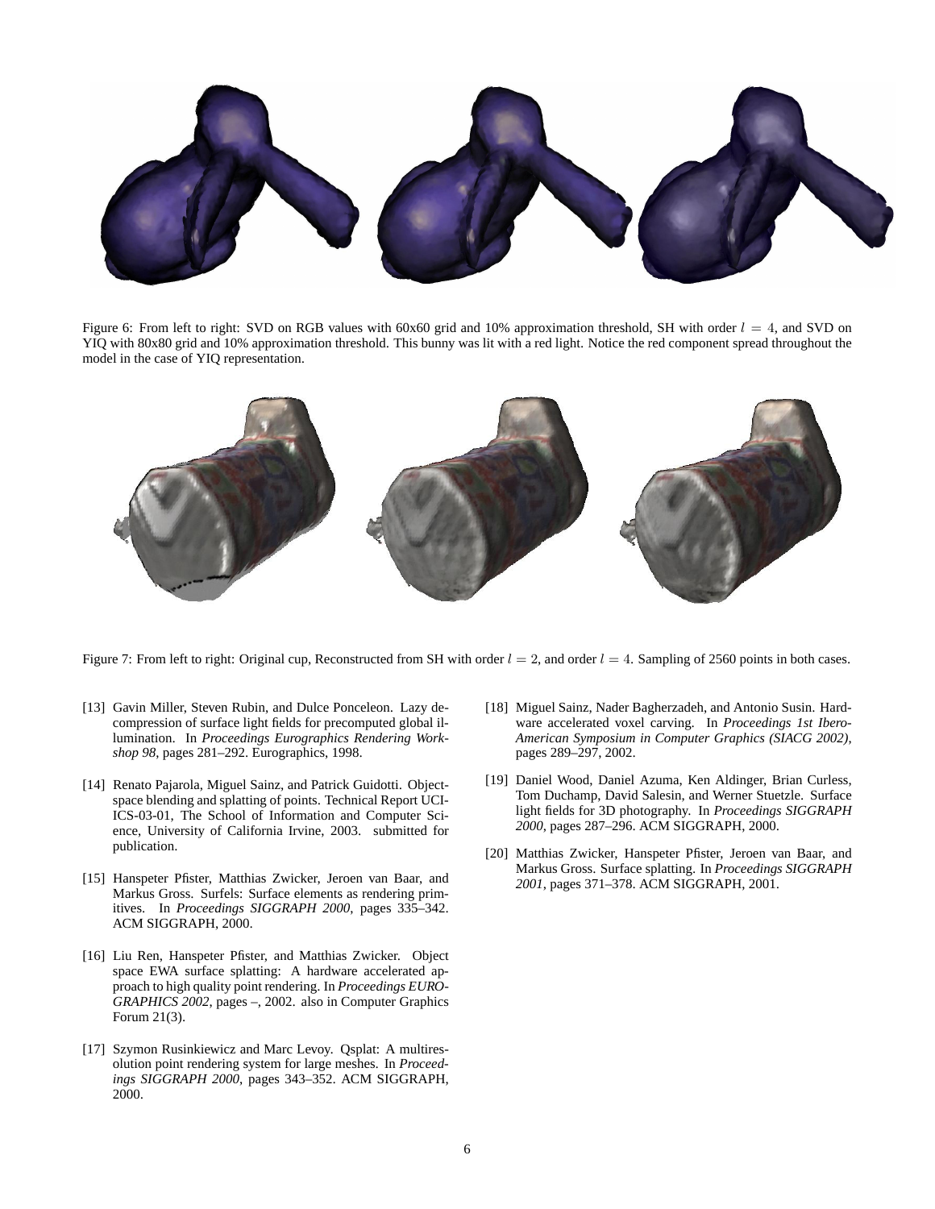Figure 6: From left to right: SVD on RGB values with 60x60 grid and 10% approximation threshold, SH with order $l = 4$, and SVD on YIQ with 80x80 grid and 10% approximation threshold. This bunny was lit with a red light. Notice the red component spread throughout the model in the case of YIQ representation.

Figure 7: From left to right: Original cup, Reconstructed from SH with order $l = 2$, and order $l = 4$. Sampling of 2560 points in both cases.

[13] Gavin Miller, Steven Rubin, and Dulce Ponceleon. Lazy decompression of surface light fields for precomputed global illumination. In *Proceedings Eurographics Rendering Workshop 98*, pages 281–292. Eurographics, 1998.

[14] Renato Pajarola, Miguel Sainz, and Patrick Guidotti. Object-space blending and splatting of points. Technical Report UCI-ICS-03-01, The School of Information and Computer Science, University of California Irvine, 2003. submitted for publication.

[15] Hanspeter Pfister, Matthias Zwicker, Jeroen van Baar, and Markus Gross. Surfels: Surface elements as rendering primitives. In *Proceedings SIGGRAPH 2000*, pages 335–342. ACM SIGGRAPH, 2000.

[16] Liu Ren, Hanspeter Pfister, and Matthias Zwicker. Object space EWA surface splatting: A hardware accelerated approach to high quality point rendering. In *Proceedings EUROGRAPHICS 2002*, pages –, 2002. also in Computer Graphics Forum 21(3).

[17] Szymon Rusinkiewicz and Marc Levoy. Qsplat: A multiresolution point rendering system for large meshes. In *Proceedings SIGGRAPH 2000*, pages 343–352. ACM SIGGRAPH, 2000.

[18] Miguel Sainz, Nader Bagherzadeh, and Antonio Susin. Hardware accelerated voxel carving. In *Proceedings 1st Ibero-American Symposium in Computer Graphics (SIACG 2002)*, pages 289–297, 2002.

[19] Daniel Wood, Daniel Azuma, Ken Aldinger, Brian Curless, Tom Duchamp, David Salesin, and Werner Stuetzle. Surface light fields for 3D photography. In *Proceedings SIGGRAPH 2000*, pages 287–296. ACM SIGGRAPH, 2000.

[20] Matthias Zwicker, Hanspeter Pfister, Jeroen van Baar, and Markus Gross. Surface splatting. In *Proceedings SIGGRAPH 2001*, pages 371–378. ACM SIGGRAPH, 2001.